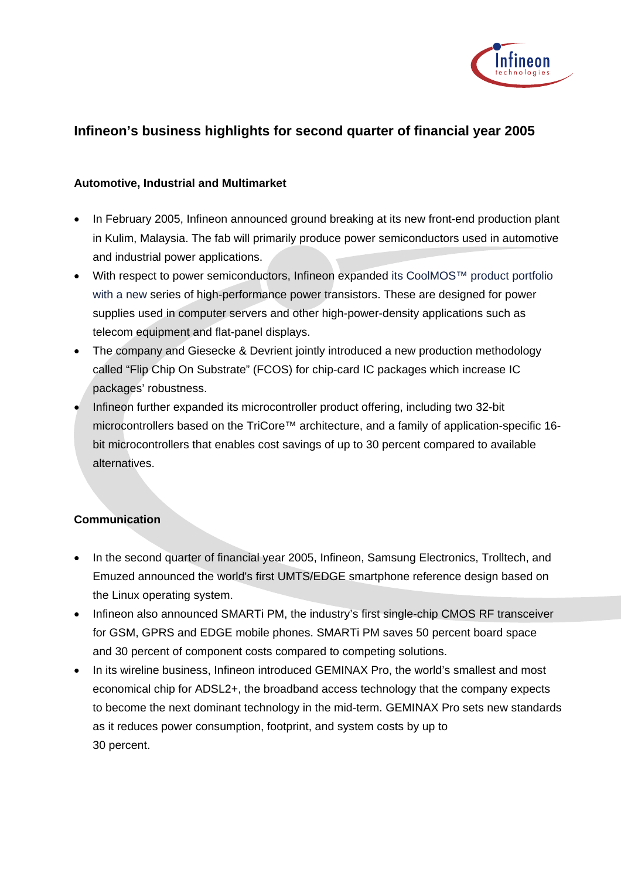# Infineon's business highlights for second quarter of financial year 2005

## Automotive, Industrial and Multimarket

- In February 2005, Infineon announced ground breaking at its new front-end production plant in Kulim, Malaysia. The fab will primarily produce power semiconductors used in automotive and industrial power applications.
- With respect to power semiconductors, Infineon expanded its CoolMOS™ product portfolio with a new series of high-performance power transistors. These are designed for power supplies used in computer servers and other high-power-density applications such as telecom equipment and flat-panel displays.
- The company and Giesecke & Devrient jointly introduced a new production methodology called "Flip Chip On Substrate" (FCOS) for chip-card IC packages which increase IC packages' robustness.
- Infineon further expanded its microcontroller product offering, including two 32-bit microcontrollers based on the TriCore™ architecture, and a family of application-specific 16-bit microcontrollers that enables cost savings of up to 30 percent compared to available alternatives.

## Communication

- In the second quarter of financial year 2005, Infineon, Samsung Electronics, Trolltech, and Emuzed announced the world's first UMTS/EDGE smartphone reference design based on the Linux operating system.
- Infineon also announced SMARTi PM, the industry's first single-chip CMOS RF transceiver for GSM, GPRS and EDGE mobile phones. SMARTi PM saves 50 percent board space and 30 percent of component costs compared to competing solutions.
- In its wireline business, Infineon introduced GEMINAX Pro, the world's smallest and most economical chip for ADSL2+, the broadband access technology that the company expects to become the next dominant technology in the mid-term. GEMINAX Pro sets new standards as it reduces power consumption, footprint, and system costs by up to 30 percent.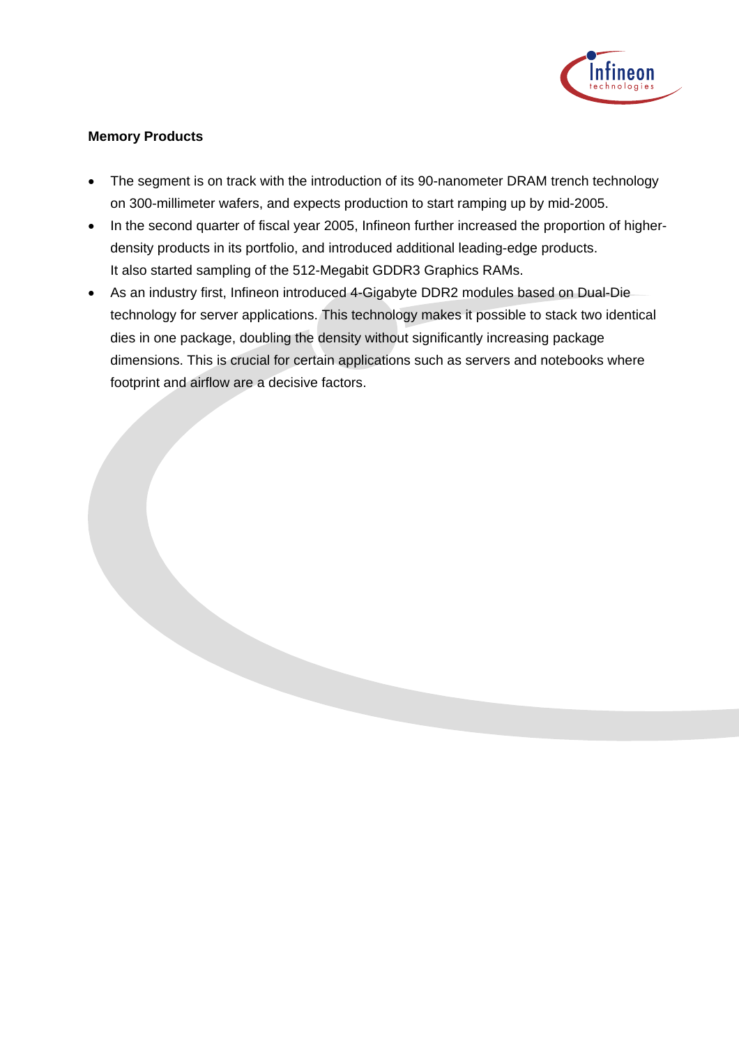**Memory Products**

- The segment is on track with the introduction of its 90-nanometer DRAM trench technology on 300-millimeter wafers, and expects production to start ramping up by mid-2005.
- In the second quarter of fiscal year 2005, Infineon further increased the proportion of higher-density products in its portfolio, and introduced additional leading-edge products. It also started sampling of the 512-Megabit GDDR3 Graphics RAMs.
- As an industry first, Infineon introduced 4-Gigabyte DDR2 modules based on Dual-Die technology for server applications. This technology makes it possible to stack two identical dies in one package, doubling the density without significantly increasing package dimensions. This is crucial for certain applications such as servers and notebooks where footprint and airflow are a decisive factors.